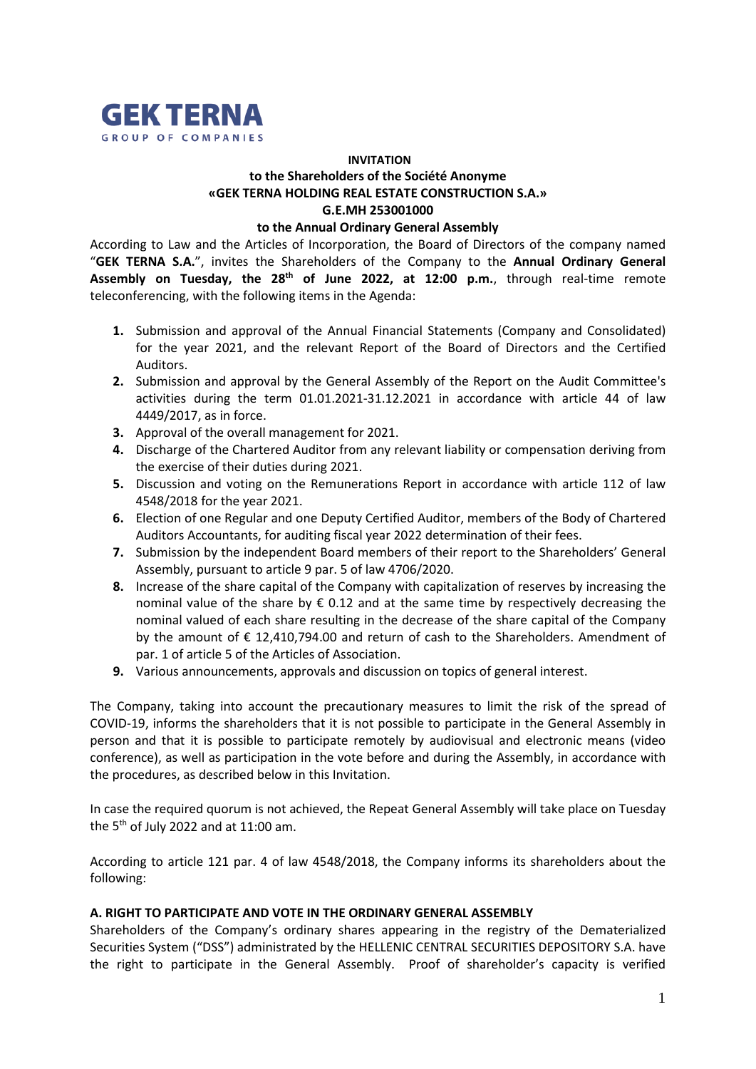**GEK TERNA**
GROUP OF COMPANIES

**INVITATION**
**to the Shareholders of the Société Anonyme**
**«GEK TERNA HOLDING REAL ESTATE CONSTRUCTION S.A.»**
**G.E.MH 253001000**
**to the Annual Ordinary General Assembly**

According to Law and the Articles of Incorporation, the Board of Directors of the company named "**GEK TERNA S.A.**", invites the Shareholders of the Company to the **Annual Ordinary General Assembly on Tuesday, the 28th of June 2022, at 12:00 p.m.**, through real-time remote teleconferencing, with the following items in the Agenda:

1. Submission and approval of the Annual Financial Statements (Company and Consolidated) for the year 2021, and the relevant Report of the Board of Directors and the Certified Auditors.
2. Submission and approval by the General Assembly of the Report on the Audit Committee's activities during the term 01.01.2021-31.12.2021 in accordance with article 44 of law 4449/2017, as in force.
3. Approval of the overall management for 2021.
4. Discharge of the Chartered Auditor from any relevant liability or compensation deriving from the exercise of their duties during 2021.
5. Discussion and voting on the Remunerations Report in accordance with article 112 of law 4548/2018 for the year 2021.
6. Election of one Regular and one Deputy Certified Auditor, members of the Body of Chartered Auditors Accountants, for auditing fiscal year 2022 determination of their fees.
7. Submission by the independent Board members of their report to the Shareholders' General Assembly, pursuant to article 9 par. 5 of law 4706/2020.
8. Increase of the share capital of the Company with capitalization of reserves by increasing the nominal value of the share by € 0.12 and at the same time by respectively decreasing the nominal valued of each share resulting in the decrease of the share capital of the Company by the amount of € 12,410,794.00 and return of cash to the Shareholders. Amendment of par. 1 of article 5 of the Articles of Association.
9. Various announcements, approvals and discussion on topics of general interest.

The Company, taking into account the precautionary measures to limit the risk of the spread of COVID-19, informs the shareholders that it is not possible to participate in the General Assembly in person and that it is possible to participate remotely by audiovisual and electronic means (video conference), as well as participation in the vote before and during the Assembly, in accordance with the procedures, as described below in this Invitation.

In case the required quorum is not achieved, the Repeat General Assembly will take place on Tuesday the 5th of July 2022 and at 11:00 am.

According to article 121 par. 4 of law 4548/2018, the Company informs its shareholders about the following:

**A. RIGHT TO PARTICIPATE AND VOTE IN THE ORDINARY GENERAL ASSEMBLY**

Shareholders of the Company's ordinary shares appearing in the registry of the Dematerialized Securities System ("DSS") administrated by the HELLENIC CENTRAL SECURITIES DEPOSITORY S.A. have the right to participate in the General Assembly. Proof of shareholder's capacity is verified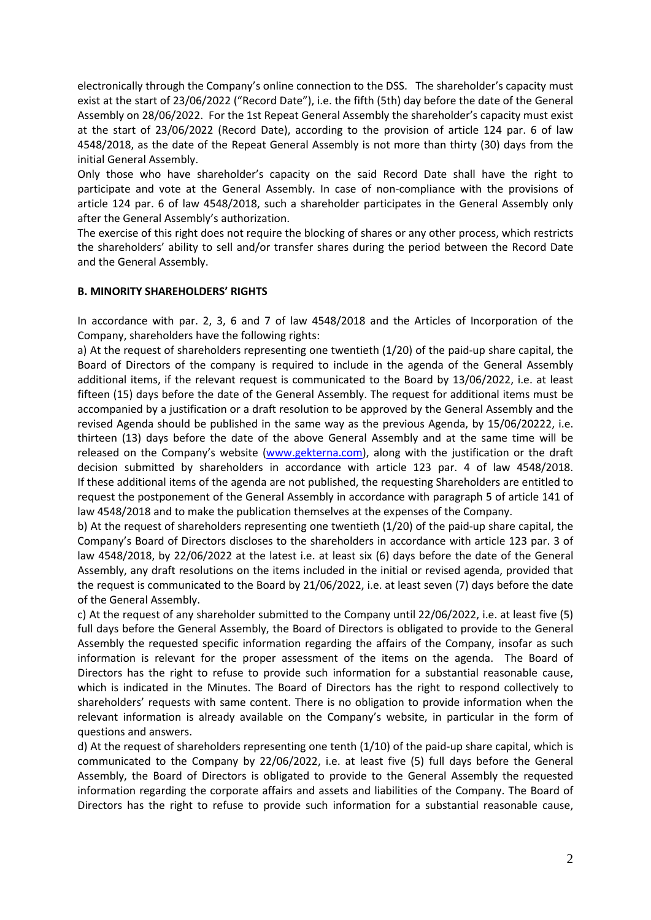electronically through the Company's online connection to the DSS. The shareholder's capacity must exist at the start of 23/06/2022 ("Record Date"), i.e. the fifth (5th) day before the date of the General Assembly on 28/06/2022. For the 1st Repeat General Assembly the shareholder's capacity must exist at the start of 23/06/2022 (Record Date), according to the provision of article 124 par. 6 of law 4548/2018, as the date of the Repeat General Assembly is not more than thirty (30) days from the initial General Assembly.

Only those who have shareholder's capacity on the said Record Date shall have the right to participate and vote at the General Assembly. In case of non-compliance with the provisions of article 124 par. 6 of law 4548/2018, such a shareholder participates in the General Assembly only after the General Assembly's authorization.

The exercise of this right does not require the blocking of shares or any other process, which restricts the shareholders' ability to sell and/or transfer shares during the period between the Record Date and the General Assembly.

**B. MINORITY SHAREHOLDERS' RIGHTS**

In accordance with par. 2, 3, 6 and 7 of law 4548/2018 and the Articles of Incorporation of the Company, shareholders have the following rights:

a) At the request of shareholders representing one twentieth (1/20) of the paid-up share capital, the Board of Directors of the company is required to include in the agenda of the General Assembly additional items, if the relevant request is communicated to the Board by 13/06/2022, i.e. at least fifteen (15) days before the date of the General Assembly. The request for additional items must be accompanied by a justification or a draft resolution to be approved by the General Assembly and the revised Agenda should be published in the same way as the previous Agenda, by 15/06/20222, i.e. thirteen (13) days before the date of the above General Assembly and at the same time will be released on the Company's website (www.gekterna.com), along with the justification or the draft decision submitted by shareholders in accordance with article 123 par. 4 of law 4548/2018. If these additional items of the agenda are not published, the requesting Shareholders are entitled to request the postponement of the General Assembly in accordance with paragraph 5 of article 141 of law 4548/2018 and to make the publication themselves at the expenses of the Company.

b) At the request of shareholders representing one twentieth (1/20) of the paid-up share capital, the Company's Board of Directors discloses to the shareholders in accordance with article 123 par. 3 of law 4548/2018, by 22/06/2022 at the latest i.e. at least six (6) days before the date of the General Assembly, any draft resolutions on the items included in the initial or revised agenda, provided that the request is communicated to the Board by 21/06/2022, i.e. at least seven (7) days before the date of the General Assembly.

c) At the request of any shareholder submitted to the Company until 22/06/2022, i.e. at least five (5) full days before the General Assembly, the Board of Directors is obligated to provide to the General Assembly the requested specific information regarding the affairs of the Company, insofar as such information is relevant for the proper assessment of the items on the agenda. The Board of Directors has the right to refuse to provide such information for a substantial reasonable cause, which is indicated in the Minutes. The Board of Directors has the right to respond collectively to shareholders' requests with same content. There is no obligation to provide information when the relevant information is already available on the Company's website, in particular in the form of questions and answers.

d) At the request of shareholders representing one tenth (1/10) of the paid-up share capital, which is communicated to the Company by 22/06/2022, i.e. at least five (5) full days before the General Assembly, the Board of Directors is obligated to provide to the General Assembly the requested information regarding the corporate affairs and assets and liabilities of the Company. The Board of Directors has the right to refuse to provide such information for a substantial reasonable cause,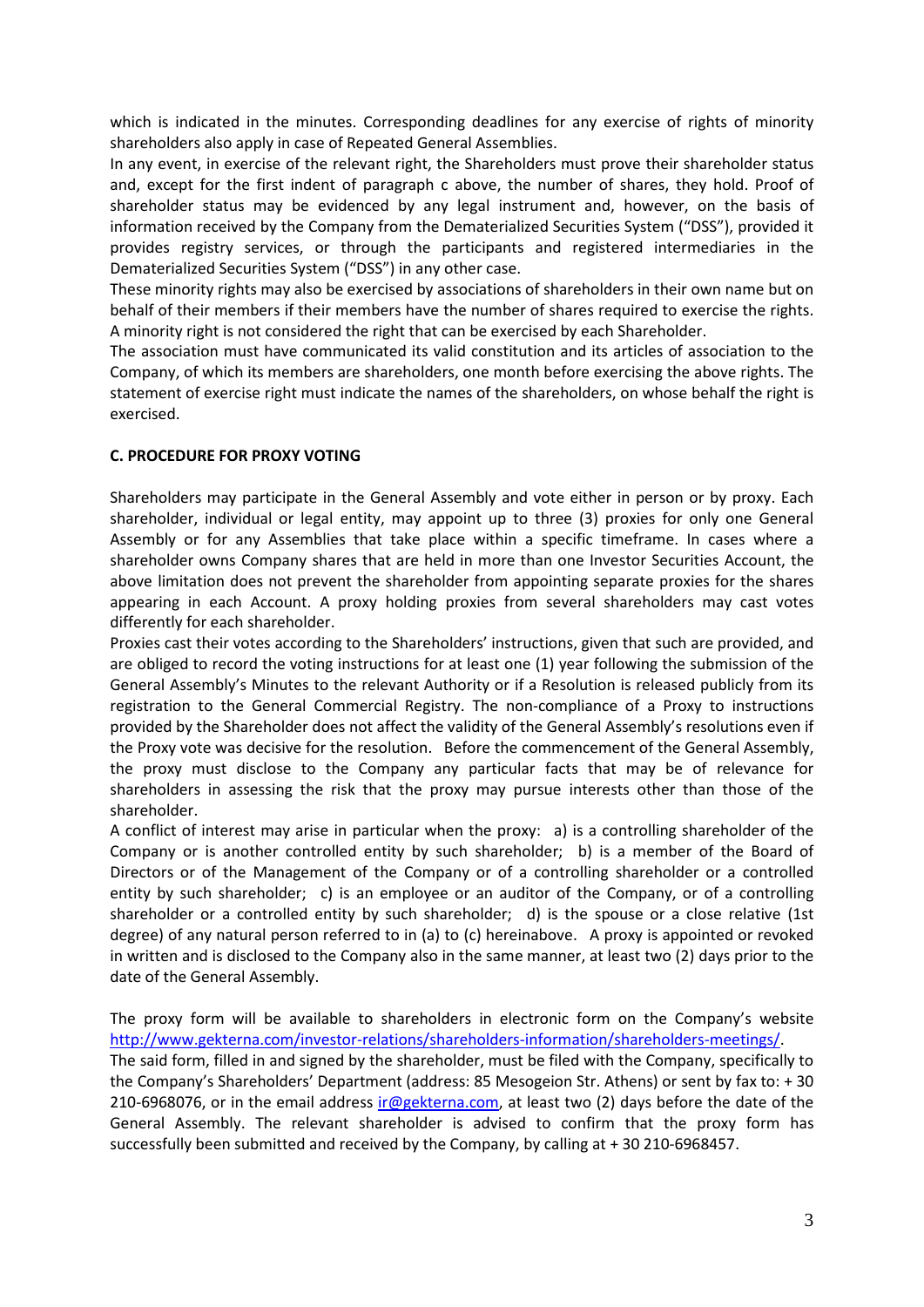which is indicated in the minutes. Corresponding deadlines for any exercise of rights of minority shareholders also apply in case of Repeated General Assemblies.

In any event, in exercise of the relevant right, the Shareholders must prove their shareholder status and, except for the first indent of paragraph c above, the number of shares, they hold. Proof of shareholder status may be evidenced by any legal instrument and, however, on the basis of information received by the Company from the Dematerialized Securities System ("DSS"), provided it provides registry services, or through the participants and registered intermediaries in the Dematerialized Securities System ("DSS") in any other case.

These minority rights may also be exercised by associations of shareholders in their own name but on behalf of their members if their members have the number of shares required to exercise the rights. A minority right is not considered the right that can be exercised by each Shareholder.

The association must have communicated its valid constitution and its articles of association to the Company, of which its members are shareholders, one month before exercising the above rights. The statement of exercise right must indicate the names of the shareholders, on whose behalf the right is exercised.

**C. PROCEDURE FOR PROXY VOTING**

Shareholders may participate in the General Assembly and vote either in person or by proxy. Each shareholder, individual or legal entity, may appoint up to three (3) proxies for only one General Assembly or for any Assemblies that take place within a specific timeframe. In cases where a shareholder owns Company shares that are held in more than one Investor Securities Account, the above limitation does not prevent the shareholder from appointing separate proxies for the shares appearing in each Account. A proxy holding proxies from several shareholders may cast votes differently for each shareholder.

Proxies cast their votes according to the Shareholders' instructions, given that such are provided, and are obliged to record the voting instructions for at least one (1) year following the submission of the General Assembly's Minutes to the relevant Authority or if a Resolution is released publicly from its registration to the General Commercial Registry. The non-compliance of a Proxy to instructions provided by the Shareholder does not affect the validity of the General Assembly's resolutions even if the Proxy vote was decisive for the resolution. Before the commencement of the General Assembly, the proxy must disclose to the Company any particular facts that may be of relevance for shareholders in assessing the risk that the proxy may pursue interests other than those of the shareholder.

A conflict of interest may arise in particular when the proxy: a) is a controlling shareholder of the Company or is another controlled entity by such shareholder; b) is a member of the Board of Directors or of the Management of the Company or of a controlling shareholder or a controlled entity by such shareholder; c) is an employee or an auditor of the Company, or of a controlling shareholder or a controlled entity by such shareholder; d) is the spouse or a close relative (1st degree) of any natural person referred to in (a) to (c) hereinabove. A proxy is appointed or revoked in written and is disclosed to the Company also in the same manner, at least two (2) days prior to the date of the General Assembly.

The proxy form will be available to shareholders in electronic form on the Company's website [http://www.gekterna.com/investor-relations/shareholders-information/shareholders-meetings/](http://www.gekterna.com/investor-relations/shareholders-information/shareholders-meetings/).

The said form, filled in and signed by the shareholder, must be filed with the Company, specifically to the Company's Shareholders' Department (address: 85 Mesogeion Str. Athens) or sent by fax to: + 30 210-6968076, or in the email address [ir@gekterna.com](mailto:ir@gekterna.com), at least two (2) days before the date of the General Assembly. The relevant shareholder is advised to confirm that the proxy form has successfully been submitted and received by the Company, by calling at + 30 210-6968457.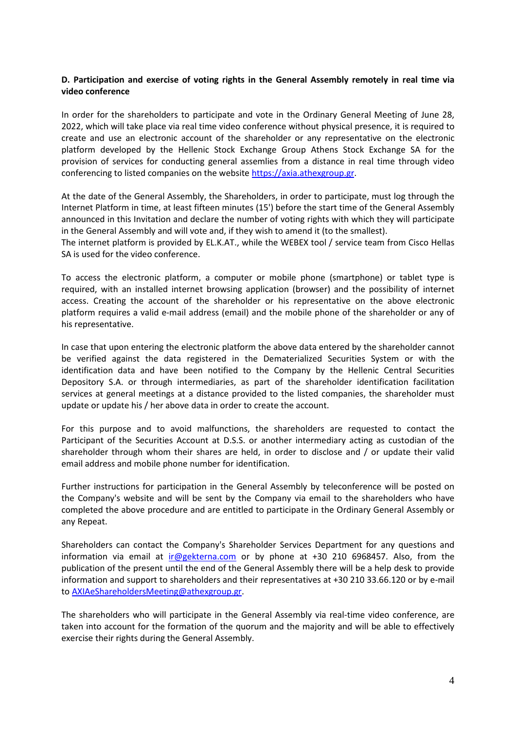**D. Participation and exercise of voting rights in the General Assembly remotely in real time via video conference**

In order for the shareholders to participate and vote in the Ordinary General Meeting of June 28, 2022, which will take place via real time video conference without physical presence, it is required to create and use an electronic account of the shareholder or any representative on the electronic platform developed by the Hellenic Stock Exchange Group Athens Stock Exchange SA for the provision of services for conducting general assemlies from a distance in real time through video conferencing to listed companies on the website https://axia.athexgroup.gr.

At the date of the General Assembly, the Shareholders, in order to participate, must log through the Internet Platform in time, at least fifteen minutes (15') before the start time of the General Assembly announced in this Invitation and declare the number of voting rights with which they will participate in the General Assembly and will vote and, if they wish to amend it (to the smallest).
The internet platform is provided by EL.K.AT., while the WEBEX tool / service team from Cisco Hellas SA is used for the video conference.

To access the electronic platform, a computer or mobile phone (smartphone) or tablet type is required, with an installed internet browsing application (browser) and the possibility of internet access. Creating the account of the shareholder or his representative on the above electronic platform requires a valid e-mail address (email) and the mobile phone of the shareholder or any of his representative.

In case that upon entering the electronic platform the above data entered by the shareholder cannot be verified against the data registered in the Dematerialized Securities System or with the identification data and have been notified to the Company by the Hellenic Central Securities Depository S.A. or through intermediaries, as part of the shareholder identification facilitation services at general meetings at a distance provided to the listed companies, the shareholder must update or update his / her above data in order to create the account.

For this purpose and to avoid malfunctions, the shareholders are requested to contact the Participant of the Securities Account at D.S.S. or another intermediary acting as custodian of the shareholder through whom their shares are held, in order to disclose and / or update their valid email address and mobile phone number for identification.

Further instructions for participation in the General Assembly by teleconference will be posted on the Company's website and will be sent by the Company via email to the shareholders who have completed the above procedure and are entitled to participate in the Ordinary General Assembly or any Repeat.

Shareholders can contact the Company's Shareholder Services Department for any questions and information via email at ir@gekterna.com or by phone at +30 210 6968457. Also, from the publication of the present until the end of the General Assembly there will be a help desk to provide information and support to shareholders and their representatives at +30 210 33.66.120 or by e-mail to AXIAeShareholdersMeeting@athexgroup.gr.

The shareholders who will participate in the General Assembly via real-time video conference, are taken into account for the formation of the quorum and the majority and will be able to effectively exercise their rights during the General Assembly.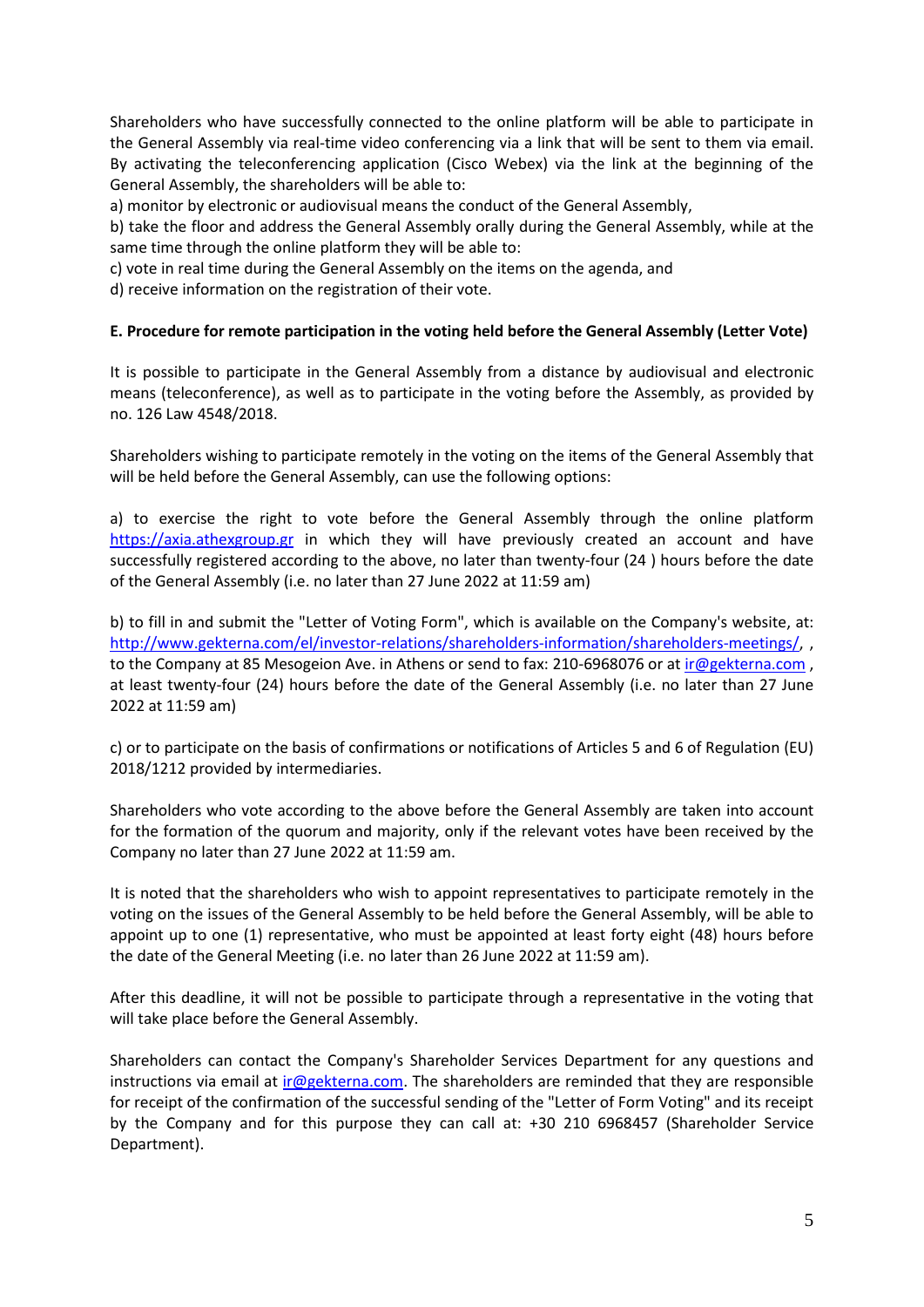Shareholders who have successfully connected to the online platform will be able to participate in the General Assembly via real-time video conferencing via a link that will be sent to them via email. By activating the teleconferencing application (Cisco Webex) via the link at the beginning of the General Assembly, the shareholders will be able to:

a) monitor by electronic or audiovisual means the conduct of the General Assembly,

b) take the floor and address the General Assembly orally during the General Assembly, while at the same time through the online platform they will be able to:

c) vote in real time during the General Assembly on the items on the agenda, and

d) receive information on the registration of their vote.

**E. Procedure for remote participation in the voting held before the General Assembly (Letter Vote)**

It is possible to participate in the General Assembly from a distance by audiovisual and electronic means (teleconference), as well as to participate in the voting before the Assembly, as provided by no. 126 Law 4548/2018.

Shareholders wishing to participate remotely in the voting on the items of the General Assembly that will be held before the General Assembly, can use the following options:

a) to exercise the right to vote before the General Assembly through the online platform [https://axia.athexgroup.gr](https://axia.athexgroup.gr) in which they will have previously created an account and have successfully registered according to the above, no later than twenty-four (24 ) hours before the date of the General Assembly (i.e. no later than 27 June 2022 at 11:59 am)

b) to fill in and submit the "Letter of Voting Form", which is available on the Company's website, at: [http://www.gekterna.com/el/investor-relations/shareholders-information/shareholders-meetings/](http://www.gekterna.com/el/investor-relations/shareholders-information/shareholders-meetings/), , to the Company at 85 Mesogeion Ave. in Athens or send to fax: 210-6968076 or at [ir@gekterna.com](mailto:ir@gekterna.com) , at least twenty-four (24) hours before the date of the General Assembly (i.e. no later than 27 June 2022 at 11:59 am)

c) or to participate on the basis of confirmations or notifications of Articles 5 and 6 of Regulation (EU) 2018/1212 provided by intermediaries.

Shareholders who vote according to the above before the General Assembly are taken into account for the formation of the quorum and majority, only if the relevant votes have been received by the Company no later than 27 June 2022 at 11:59 am.

It is noted that the shareholders who wish to appoint representatives to participate remotely in the voting on the issues of the General Assembly to be held before the General Assembly, will be able to appoint up to one (1) representative, who must be appointed at least forty eight (48) hours before the date of the General Meeting (i.e. no later than 26 June 2022 at 11:59 am).

After this deadline, it will not be possible to participate through a representative in the voting that will take place before the General Assembly.

Shareholders can contact the Company's Shareholder Services Department for any questions and instructions via email at [ir@gekterna.com](mailto:ir@gekterna.com). The shareholders are reminded that they are responsible for receipt of the confirmation of the successful sending of the "Letter of Form Voting" and its receipt by the Company and for this purpose they can call at: +30 210 6968457 (Shareholder Service Department).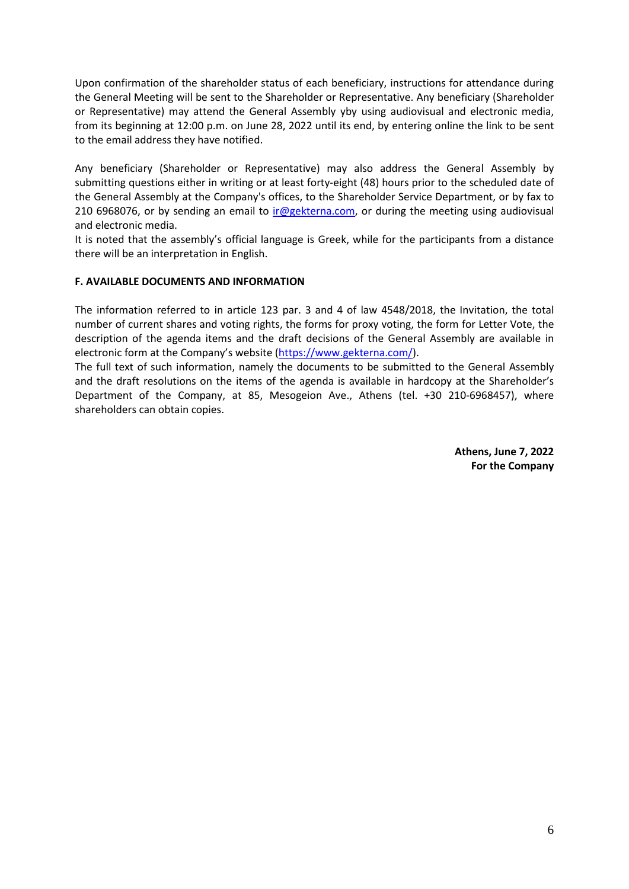Upon confirmation of the shareholder status of each beneficiary, instructions for attendance during the General Meeting will be sent to the Shareholder or Representative. Any beneficiary (Shareholder or Representative) may attend the General Assembly yby using audiovisual and electronic media, from its beginning at 12:00 p.m. on June 28, 2022 until its end, by entering online the link to be sent to the email address they have notified.

Any beneficiary (Shareholder or Representative) may also address the General Assembly by submitting questions either in writing or at least forty-eight (48) hours prior to the scheduled date of the General Assembly at the Company's offices, to the Shareholder Service Department, or by fax to 210 6968076, or by sending an email to ir@gekterna.com, or during the meeting using audiovisual and electronic media.

It is noted that the assembly's official language is Greek, while for the participants from a distance there will be an interpretation in English.

**F. AVAILABLE DOCUMENTS AND INFORMATION**

The information referred to in article 123 par. 3 and 4 of law 4548/2018, the Invitation, the total number of current shares and voting rights, the forms for proxy voting, the form for Letter Vote, the description of the agenda items and the draft decisions of the General Assembly are available in electronic form at the Company's website (https://www.gekterna.com/).

The full text of such information, namely the documents to be submitted to the General Assembly and the draft resolutions on the items of the agenda is available in hardcopy at the Shareholder's Department of the Company, at 85, Mesogeion Ave., Athens (tel. +30 210-6968457), where shareholders can obtain copies.

**Athens, June 7, 2022**
**For the Company**